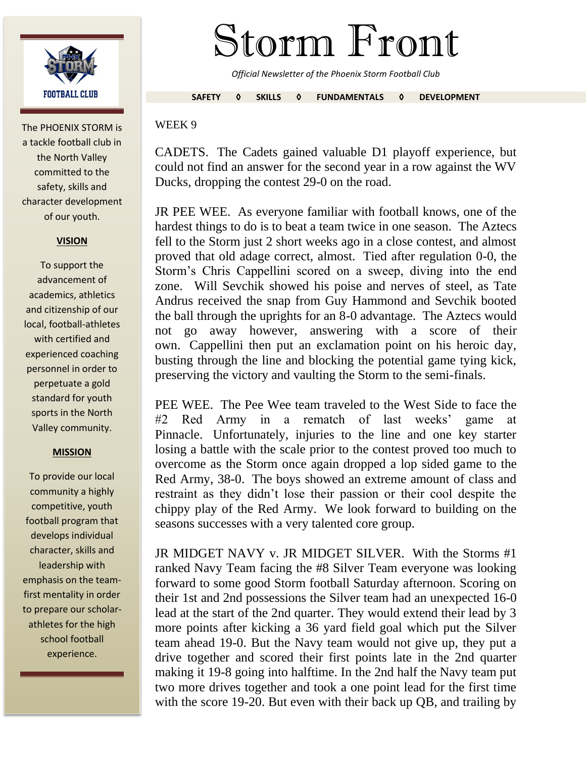# Storm Front

*Official Newsletter of the Phoenix Storm Football Club*

**SAFETY ◊ SKILLS ◊ FUNDAMENTALS ◊ DEVELOPMENT**

FOOTBALL CLUB

The PHOENIX STORM is a tackle football club in the North Valley committed to the safety, skills and character development of our youth.

**VISION**

To support the advancement of academics, athletics and citizenship of our local, football-athletes with certified and experienced coaching personnel in order to perpetuate a gold standard for youth sports in the North Valley community.

**MISSION**

To provide our local community a highly competitive, youth football program that develops individual character, skills and leadership with emphasis on the team-first mentality in order to prepare our scholar-athletes for the high school football experience.

WEEK 9

CADETS. The Cadets gained valuable D1 playoff experience, but could not find an answer for the second year in a row against the WV Ducks, dropping the contest 29-0 on the road.

JR PEE WEE. As everyone familiar with football knows, one of the hardest things to do is to beat a team twice in one season. The Aztecs fell to the Storm just 2 short weeks ago in a close contest, and almost proved that old adage correct, almost. Tied after regulation 0-0, the Storm's Chris Cappellini scored on a sweep, diving into the end zone. Will Sevchik showed his poise and nerves of steel, as Tate Andrus received the snap from Guy Hammond and Sevchik booted the ball through the uprights for an 8-0 advantage. The Aztecs would not go away however, answering with a score of their own. Cappellini then put an exclamation point on his heroic day, busting through the line and blocking the potential game tying kick, preserving the victory and vaulting the Storm to the semi-finals.

PEE WEE. The Pee Wee team traveled to the West Side to face the #2 Red Army in a rematch of last weeks' game at Pinnacle. Unfortunately, injuries to the line and one key starter losing a battle with the scale prior to the contest proved too much to overcome as the Storm once again dropped a lop sided game to the Red Army, 38-0. The boys showed an extreme amount of class and restraint as they didn't lose their passion or their cool despite the chippy play of the Red Army. We look forward to building on the seasons successes with a very talented core group.

JR MIDGET NAVY v. JR MIDGET SILVER. With the Storms #1 ranked Navy Team facing the #8 Silver Team everyone was looking forward to some good Storm football Saturday afternoon. Scoring on their 1st and 2nd possessions the Silver team had an unexpected 16-0 lead at the start of the 2nd quarter. They would extend their lead by 3 more points after kicking a 36 yard field goal which put the Silver team ahead 19-0. But the Navy team would not give up, they put a drive together and scored their first points late in the 2nd quarter making it 19-8 going into halftime. In the 2nd half the Navy team put two more drives together and took a one point lead for the first time with the score 19-20. But even with their back up QB, and trailing by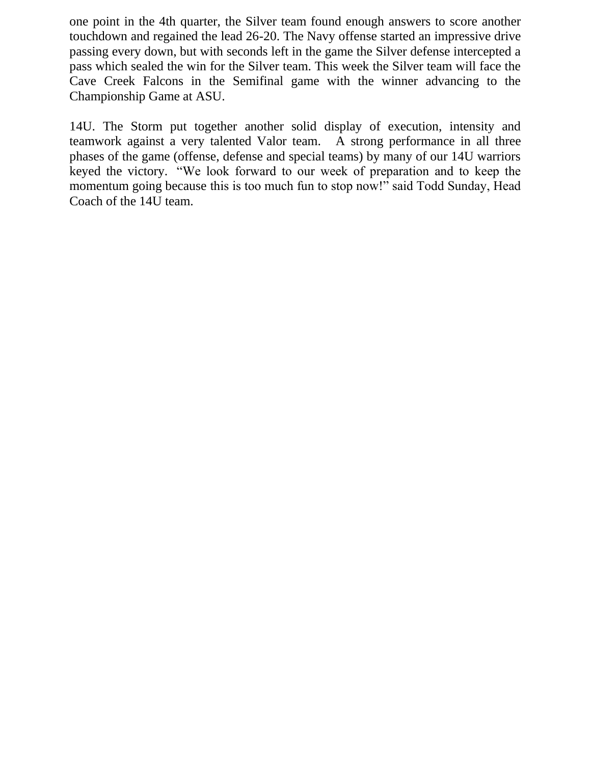one point in the 4th quarter, the Silver team found enough answers to score another touchdown and regained the lead 26-20. The Navy offense started an impressive drive passing every down, but with seconds left in the game the Silver defense intercepted a pass which sealed the win for the Silver team. This week the Silver team will face the Cave Creek Falcons in the Semifinal game with the winner advancing to the Championship Game at ASU.

14U. The Storm put together another solid display of execution, intensity and teamwork against a very talented Valor team. A strong performance in all three phases of the game (offense, defense and special teams) by many of our 14U warriors keyed the victory. "We look forward to our week of preparation and to keep the momentum going because this is too much fun to stop now!" said Todd Sunday, Head Coach of the 14U team.